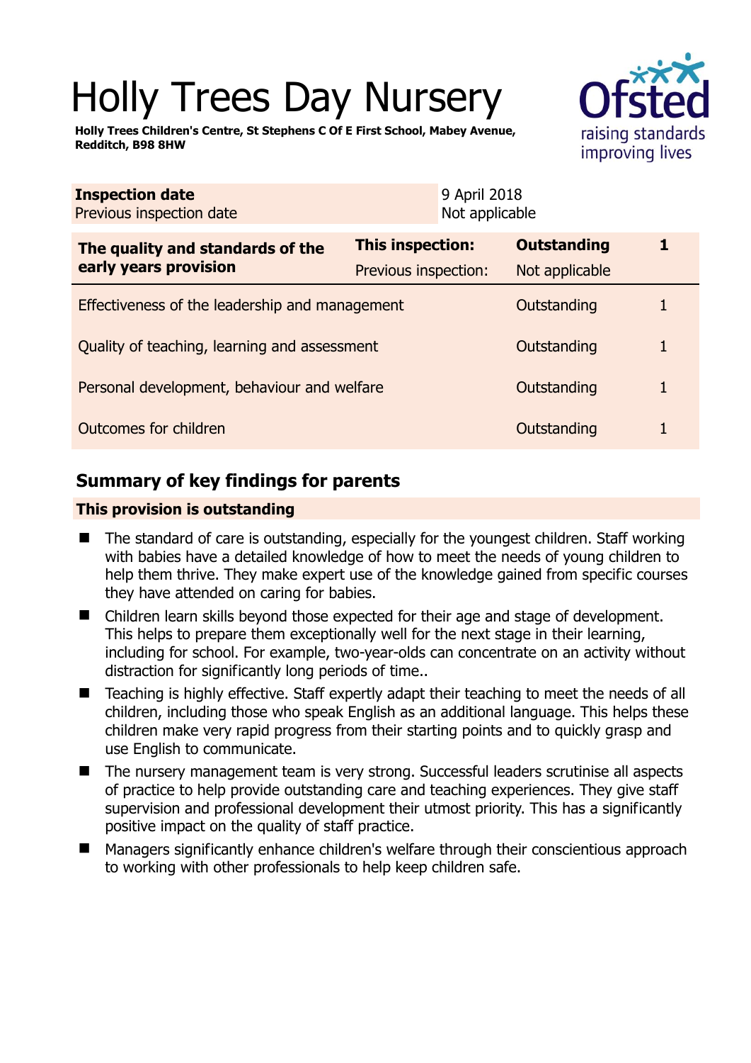# Holly Trees Day Nursery

**Holly Trees Children's Centre, St Stephens C Of E First School, Mabey Avenue, Redditch, B98 8HW**

| **Inspection date** | 9 April 2018 |
|---|---|
| Previous inspection date | Not applicable |

| **The quality and standards of the early years provision** | **This inspection:** | **Outstanding** | **1** |
|---|---|---|---|
| | Previous inspection: | Not applicable | |
| Effectiveness of the leadership and management | | Outstanding | 1 |
| Quality of teaching, learning and assessment | | Outstanding | 1 |
| Personal development, behaviour and welfare | | Outstanding | 1 |
| Outcomes for children | | Outstanding | 1 |

## Summary of key findings for parents

**This provision is outstanding**

- The standard of care is outstanding, especially for the youngest children. Staff working with babies have a detailed knowledge of how to meet the needs of young children to help them thrive. They make expert use of the knowledge gained from specific courses they have attended on caring for babies.
- Children learn skills beyond those expected for their age and stage of development. This helps to prepare them exceptionally well for the next stage in their learning, including for school. For example, two-year-olds can concentrate on an activity without distraction for significantly long periods of time..
- Teaching is highly effective. Staff expertly adapt their teaching to meet the needs of all children, including those who speak English as an additional language. This helps these children make very rapid progress from their starting points and to quickly grasp and use English to communicate.
- The nursery management team is very strong. Successful leaders scrutinise all aspects of practice to help provide outstanding care and teaching experiences. They give staff supervision and professional development their utmost priority. This has a significantly positive impact on the quality of staff practice.
- Managers significantly enhance children's welfare through their conscientious approach to working with other professionals to help keep children safe.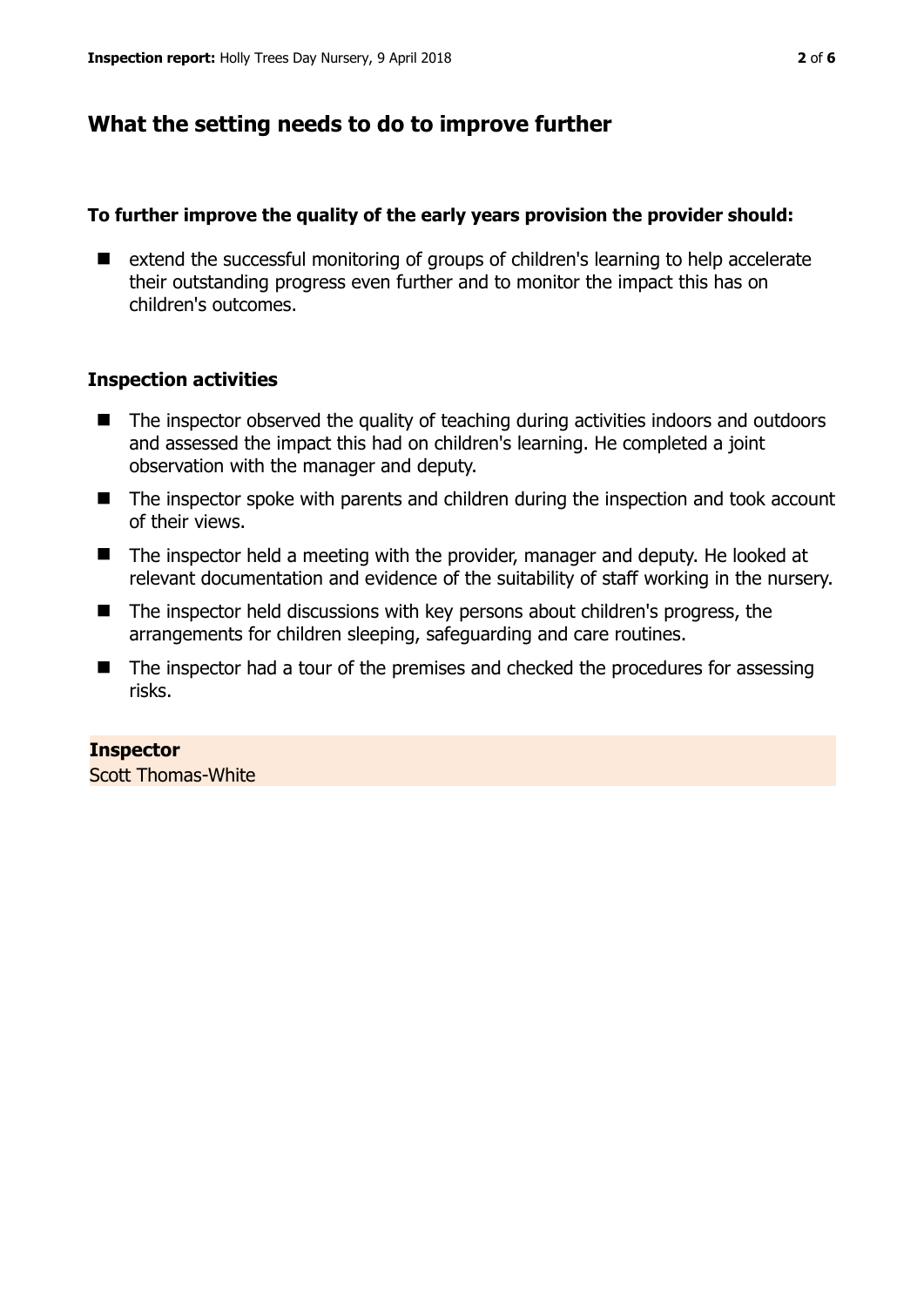## What the setting needs to do to improve further

**To further improve the quality of the early years provision the provider should:**

- extend the successful monitoring of groups of children's learning to help accelerate their outstanding progress even further and to monitor the impact this has on children's outcomes.

### Inspection activities

- The inspector observed the quality of teaching during activities indoors and outdoors and assessed the impact this had on children's learning. He completed a joint observation with the manager and deputy.
- The inspector spoke with parents and children during the inspection and took account of their views.
- The inspector held a meeting with the provider, manager and deputy. He looked at relevant documentation and evidence of the suitability of staff working in the nursery.
- The inspector held discussions with key persons about children's progress, the arrangements for children sleeping, safeguarding and care routines.
- The inspector had a tour of the premises and checked the procedures for assessing risks.

**Inspector**
Scott Thomas-White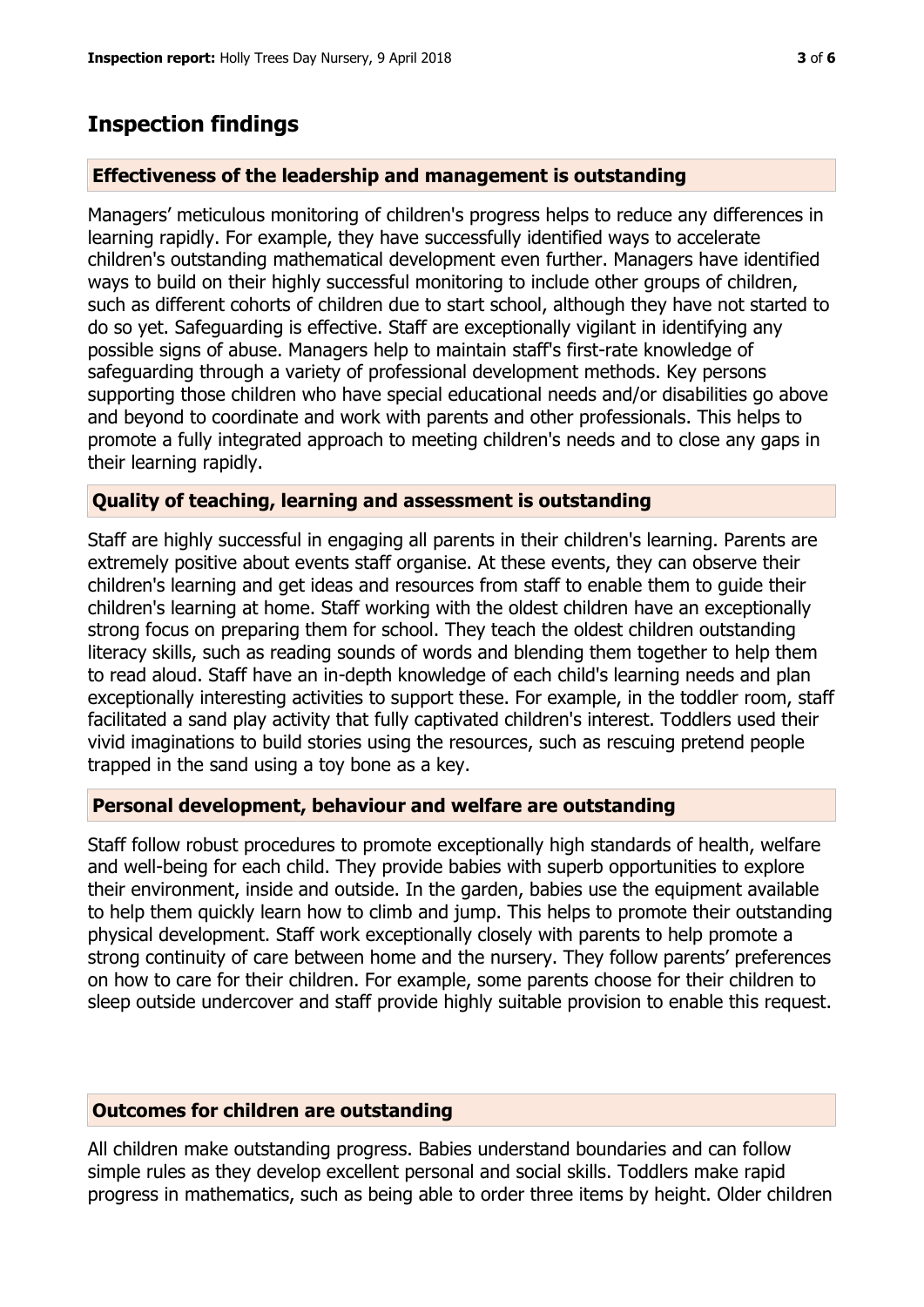## Inspection findings

### Effectiveness of the leadership and management is outstanding

Managers' meticulous monitoring of children's progress helps to reduce any differences in learning rapidly. For example, they have successfully identified ways to accelerate children's outstanding mathematical development even further. Managers have identified ways to build on their highly successful monitoring to include other groups of children, such as different cohorts of children due to start school, although they have not started to do so yet. Safeguarding is effective. Staff are exceptionally vigilant in identifying any possible signs of abuse. Managers help to maintain staff's first-rate knowledge of safeguarding through a variety of professional development methods. Key persons supporting those children who have special educational needs and/or disabilities go above and beyond to coordinate and work with parents and other professionals. This helps to promote a fully integrated approach to meeting children's needs and to close any gaps in their learning rapidly.

### Quality of teaching, learning and assessment is outstanding

Staff are highly successful in engaging all parents in their children's learning. Parents are extremely positive about events staff organise. At these events, they can observe their children's learning and get ideas and resources from staff to enable them to guide their children's learning at home. Staff working with the oldest children have an exceptionally strong focus on preparing them for school. They teach the oldest children outstanding literacy skills, such as reading sounds of words and blending them together to help them to read aloud. Staff have an in-depth knowledge of each child's learning needs and plan exceptionally interesting activities to support these. For example, in the toddler room, staff facilitated a sand play activity that fully captivated children's interest. Toddlers used their vivid imaginations to build stories using the resources, such as rescuing pretend people trapped in the sand using a toy bone as a key.

### Personal development, behaviour and welfare are outstanding

Staff follow robust procedures to promote exceptionally high standards of health, welfare and well-being for each child. They provide babies with superb opportunities to explore their environment, inside and outside. In the garden, babies use the equipment available to help them quickly learn how to climb and jump. This helps to promote their outstanding physical development. Staff work exceptionally closely with parents to help promote a strong continuity of care between home and the nursery. They follow parents' preferences on how to care for their children. For example, some parents choose for their children to sleep outside undercover and staff provide highly suitable provision to enable this request.

### Outcomes for children are outstanding

All children make outstanding progress. Babies understand boundaries and can follow simple rules as they develop excellent personal and social skills. Toddlers make rapid progress in mathematics, such as being able to order three items by height. Older children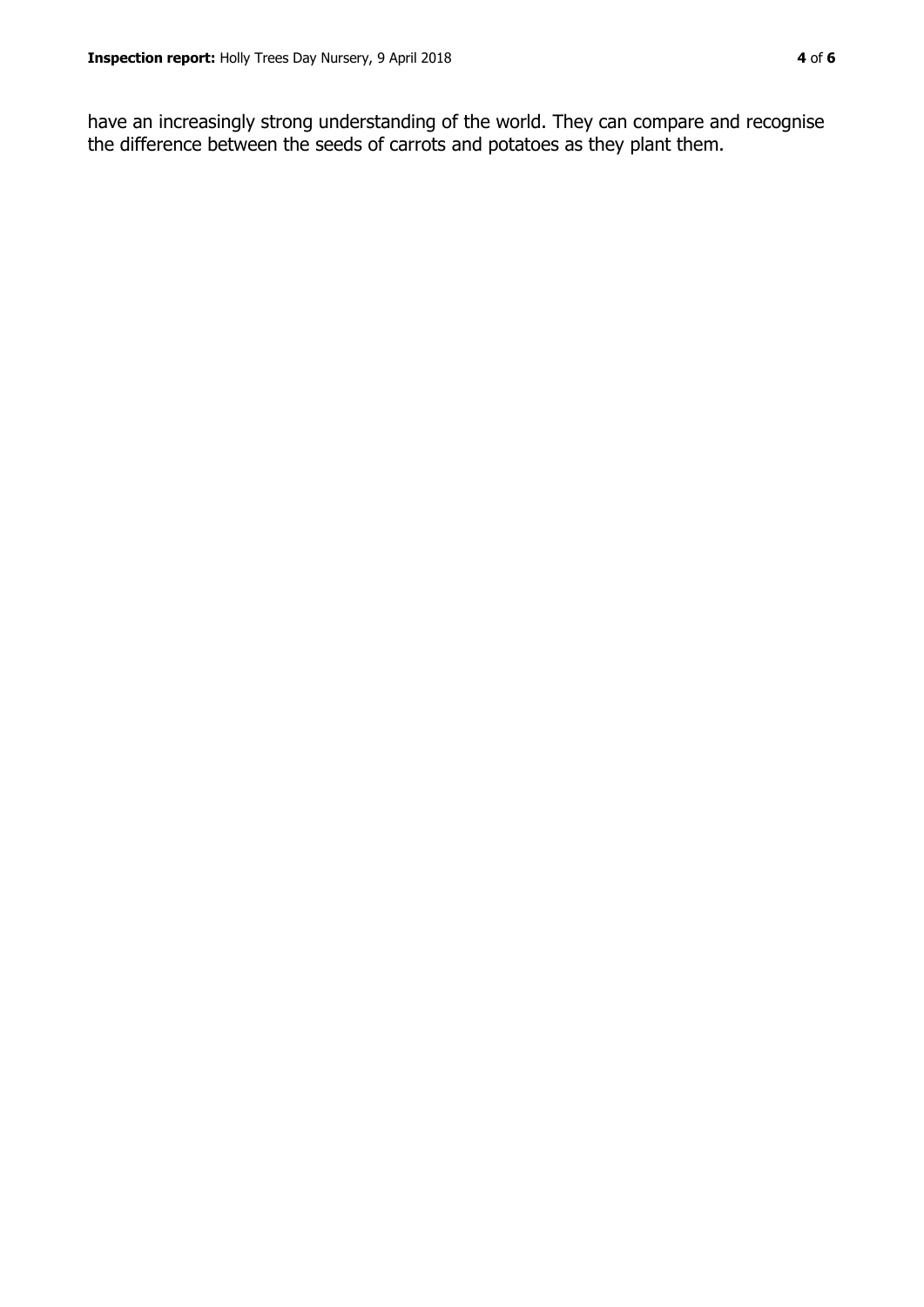have an increasingly strong understanding of the world. They can compare and recognise the difference between the seeds of carrots and potatoes as they plant them.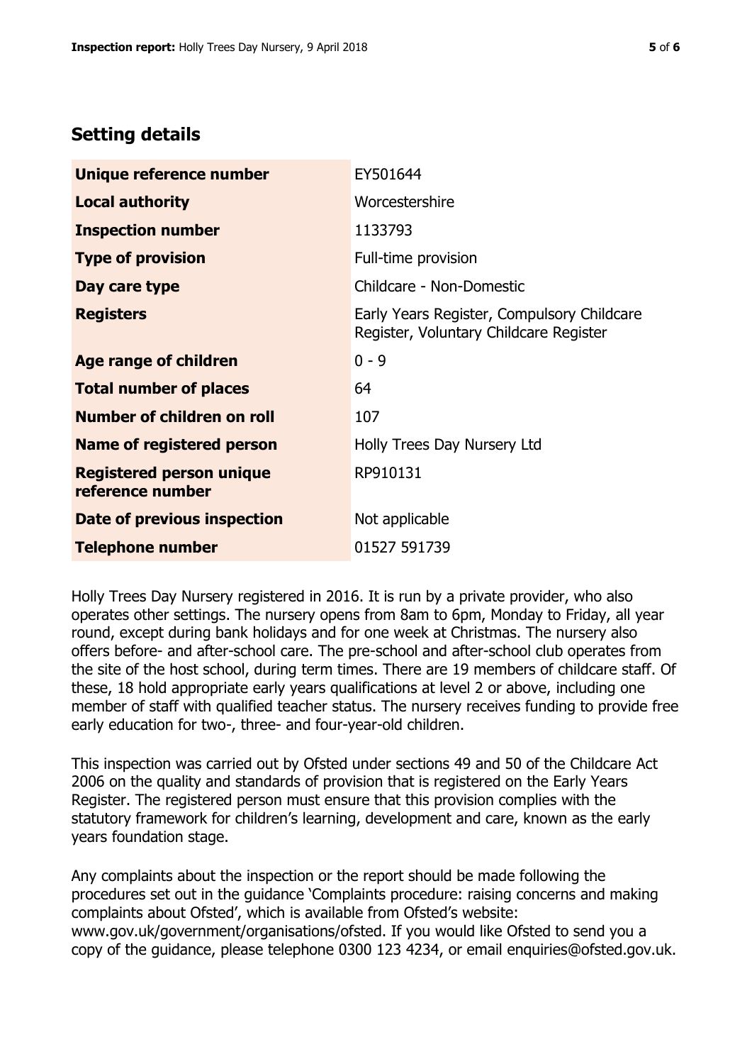## Setting details

| | |
|---|---|
| **Unique reference number** | EY501644 |
| **Local authority** | Worcestershire |
| **Inspection number** | 1133793 |
| **Type of provision** | Full-time provision |
| **Day care type** | Childcare - Non-Domestic |
| **Registers** | Early Years Register, Compulsory Childcare Register, Voluntary Childcare Register |
| **Age range of children** | 0 - 9 |
| **Total number of places** | 64 |
| **Number of children on roll** | 107 |
| **Name of registered person** | Holly Trees Day Nursery Ltd |
| **Registered person unique reference number** | RP910131 |
| **Date of previous inspection** | Not applicable |
| **Telephone number** | 01527 591739 |

Holly Trees Day Nursery registered in 2016. It is run by a private provider, who also operates other settings. The nursery opens from 8am to 6pm, Monday to Friday, all year round, except during bank holidays and for one week at Christmas. The nursery also offers before- and after-school care. The pre-school and after-school club operates from the site of the host school, during term times. There are 19 members of childcare staff. Of these, 18 hold appropriate early years qualifications at level 2 or above, including one member of staff with qualified teacher status. The nursery receives funding to provide free early education for two-, three- and four-year-old children.

This inspection was carried out by Ofsted under sections 49 and 50 of the Childcare Act 2006 on the quality and standards of provision that is registered on the Early Years Register. The registered person must ensure that this provision complies with the statutory framework for children's learning, development and care, known as the early years foundation stage.

Any complaints about the inspection or the report should be made following the procedures set out in the guidance 'Complaints procedure: raising concerns and making complaints about Ofsted', which is available from Ofsted's website: www.gov.uk/government/organisations/ofsted. If you would like Ofsted to send you a copy of the guidance, please telephone 0300 123 4234, or email enquiries@ofsted.gov.uk.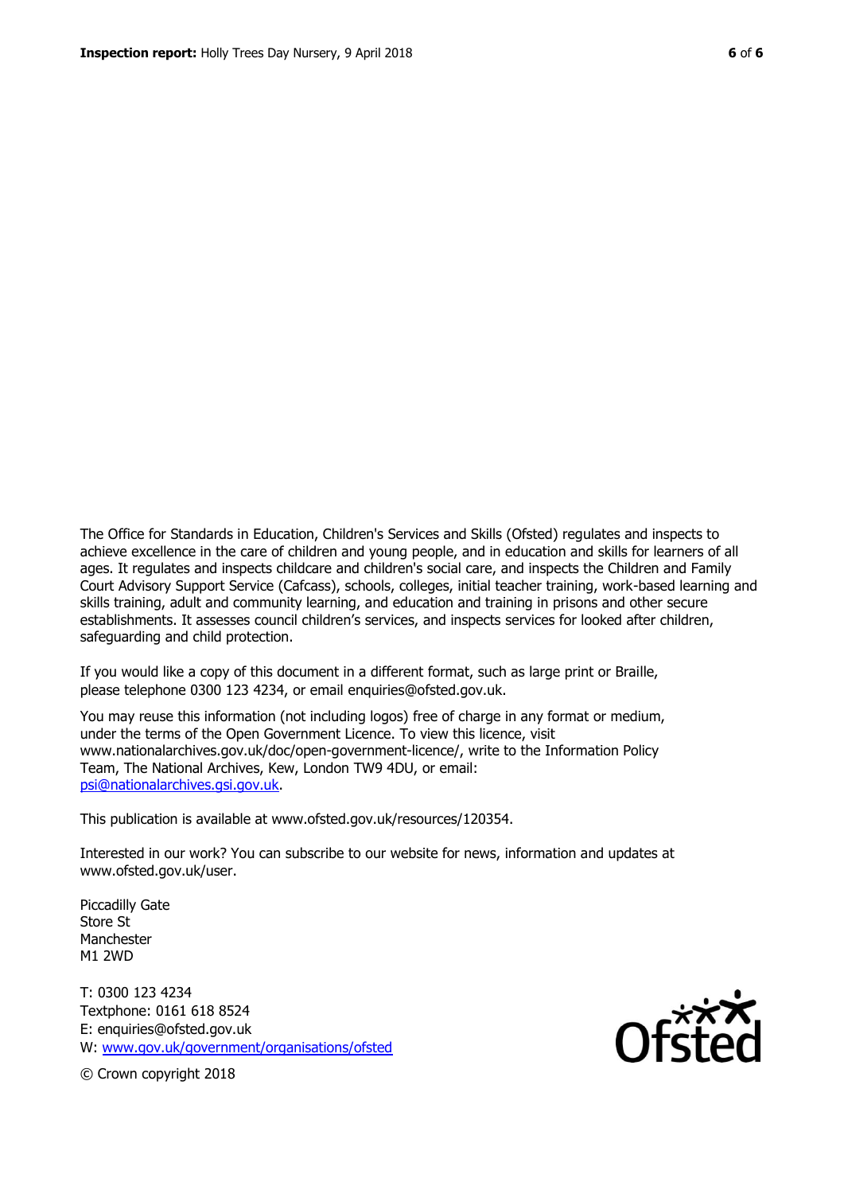The Office for Standards in Education, Children's Services and Skills (Ofsted) regulates and inspects to achieve excellence in the care of children and young people, and in education and skills for learners of all ages. It regulates and inspects childcare and children's social care, and inspects the Children and Family Court Advisory Support Service (Cafcass), schools, colleges, initial teacher training, work-based learning and skills training, adult and community learning, and education and training in prisons and other secure establishments. It assesses council children's services, and inspects services for looked after children, safeguarding and child protection.

If you would like a copy of this document in a different format, such as large print or Braille, please telephone 0300 123 4234, or email enquiries@ofsted.gov.uk.

You may reuse this information (not including logos) free of charge in any format or medium, under the terms of the Open Government Licence. To view this licence, visit www.nationalarchives.gov.uk/doc/open-government-licence/, write to the Information Policy Team, The National Archives, Kew, London TW9 4DU, or email: psi@nationalarchives.gsi.gov.uk.

This publication is available at www.ofsted.gov.uk/resources/120354.

Interested in our work? You can subscribe to our website for news, information and updates at www.ofsted.gov.uk/user.

Piccadilly Gate
Store St
Manchester
M1 2WD

T: 0300 123 4234
Textphone: 0161 618 8524
E: enquiries@ofsted.gov.uk
W: www.gov.uk/government/organisations/ofsted

© Crown copyright 2018